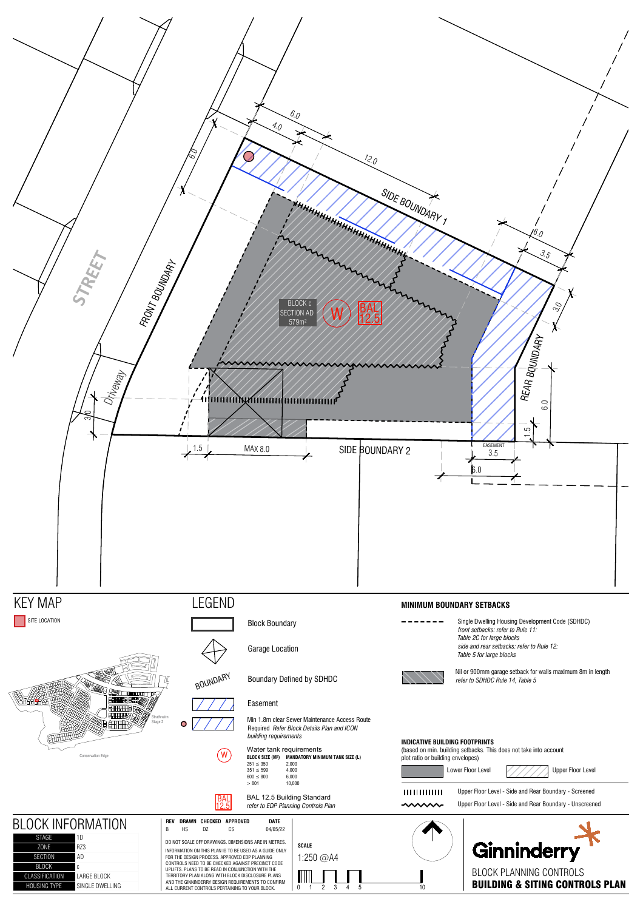STREET

FRONT BOUNDARY

Driveway

SIDE BOUNDARY 1

SIDE BOUNDARY 2

REAR BOUNDARY

BLOCK c
SECTION AD
579m²

W

BAL 12.5

6.0 | 4.0 | 12.0 | 6.0 | 6.0 | 3.5 | 3.0 | 6.0 | 1.5 | 3.0 | 1.5 | MAX 8.0 | EASEMENT 3.5 | 6.0

# KEY MAP

SITE LOCATION

Strathnairn Stage 2

Conservation Edge

# LEGEND

- Block Boundary
- Garage Location
- BOUNDARY — Boundary Defined by SDHDC
- Easement
- Min 1.8m clear Sewer Maintenance Access Route Required *Refer Block Details Plan and ICON building requirements*
- (W) Water tank requirements

| BLOCK SIZE (M²) | MANDATORY MINIMUM TANK SIZE (L) |
|---|---|
| 251 ≤ 350 | 2,000 |
| 351 ≤ 599 | 4,000 |
| 600 ≤ 800 | 6,000 |
| > 801 | 10,000 |

- BAL 12.5 — BAL 12.5 Building Standard *refer to EDP Planning Controls Plan*

## MINIMUM BOUNDARY SETBACKS

- Single Dwelling Housing Development Code (SDHDC) *front setbacks: refer to Rule 11: Table 2C for large blocks side and rear setbacks: refer to Rule 12: Table 5 for large blocks*
- Nil or 900mm garage setback for walls maximum 8m in length *refer to SDHDC Rule 14, Table 5*

## INDICATIVE BUILDING FOOTPRINTS

(based on min. building setbacks. This does not take into account plot ratio or building envelopes)

- Lower Floor Level
- Upper Floor Level
- Upper Floor Level - Side and Rear Boundary - Screened
- Upper Floor Level - Side and Rear Boundary - Unscreened

# BLOCK INFORMATION

| | |
|---|---|
| STAGE | 1D |
| ZONE | RZ3 |
| SECTION | AD |
| BLOCK | C |
| CLASSIFICATION | LARGE BLOCK |
| HOUSING TYPE | SINGLE DWELLING |

| REV | DRAWN | CHECKED | APPROVED | DATE |
|---|---|---|---|---|
| B | HS | DZ | CS | 04/05/22 |

DO NOT SCALE OFF DRAWINGS. DIMENSIONS ARE IN METRES.

INFORMATION ON THIS PLAN IS TO BE USED AS A GUIDE ONLY FOR THE DESIGN PROCESS. APPROVED EDP PLANNING CONTROLS NEED TO BE CHECKED AGAINST PRECINCT CODE UPLIFTS. PLANS TO BE READ IN CONJUNCTION WITH THE TERRITORY PLAN ALONG WITH BLOCK DISCLOSURE PLANS AND THE GINNINDERRY DESIGN REQUIREMENTS TO CONFIRM ALL CURRENT CONTROLS PERTAINING TO YOUR BLOCK.

SCALE

1:250 @A4

0 1 2 3 4 5 10

Ginninderry

BLOCK PLANNING CONTROLS

**BUILDING & SITING CONTROLS PLAN**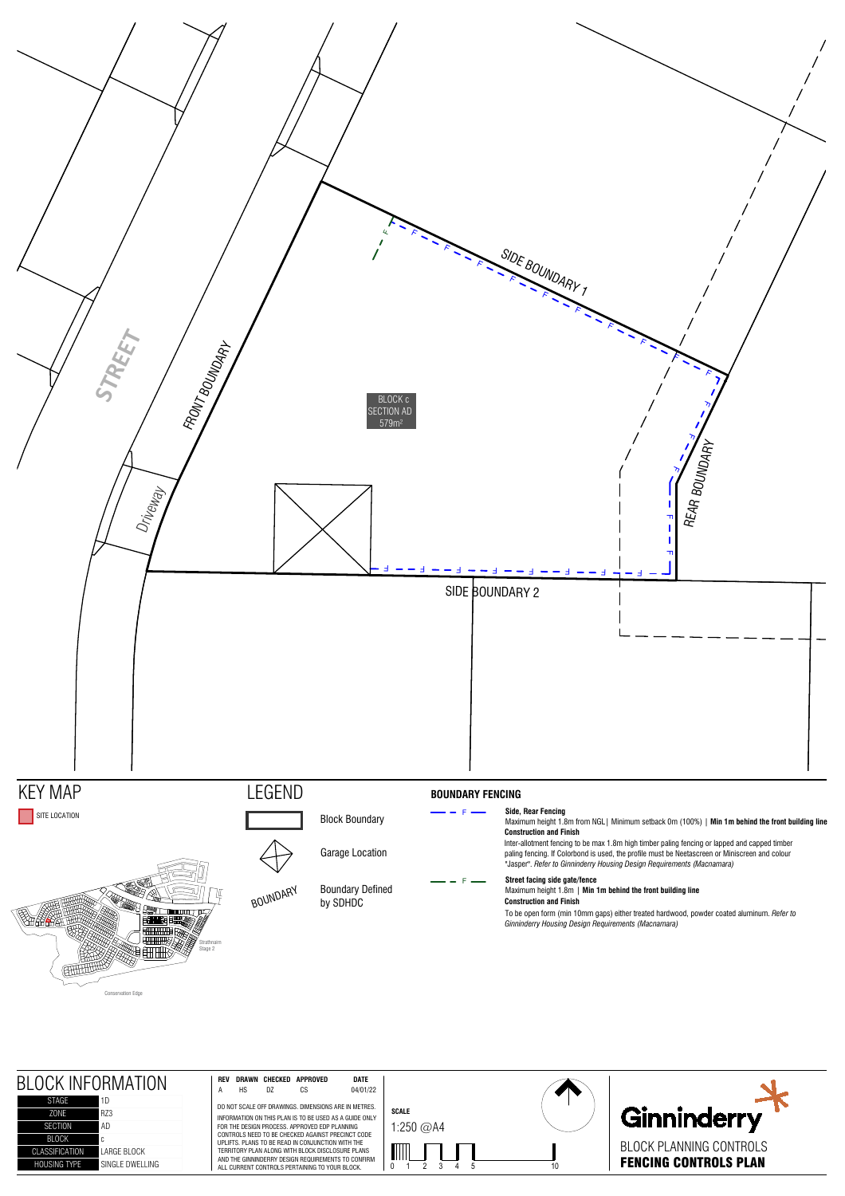STREET

FRONT BOUNDARY

SIDE BOUNDARY 1

REAR BOUNDARY

SIDE BOUNDARY 2

Driveway

BLOCK c
SECTION AD
579m²

## KEY MAP

SITE LOCATION

Strathnairn Stage 2

Conservation Edge

## LEGEND

Block Boundary

Garage Location

BOUNDARY — Boundary Defined by SDHDC

## BOUNDARY FENCING

**Side, Rear Fencing**
Maximum height 1.8m from NGL | Minimum setback 0m (100%) | **Min 1m behind the front building line**
**Construction and Finish**
Inter-allotment fencing to be max 1.8m high timber paling fencing or lapped and capped timber paling fencing. If Colorbond is used, the profile must be Neetascreen or Miniscreen and colour "Jasper". *Refer to Ginninderry Housing Design Requirements (Macnamara)*

**Street facing side gate/fence**
Maximum height 1.8m | **Min 1m behind the front building line**
**Construction and Finish**
To be open form (min 10mm gaps) either treated hardwood, powder coated aluminum. *Refer to Ginninderry Housing Design Requirements (Macnamara)*

## BLOCK INFORMATION

| | |
|---|---|
| STAGE | 1D |
| ZONE | RZ3 |
| SECTION | AD |
| BLOCK | C |
| CLASSIFICATION | LARGE BLOCK |
| HOUSING TYPE | SINGLE DWELLING |

| REV | DRAWN | CHECKED | APPROVED | DATE |
|---|---|---|---|---|
| A | HS | DZ | CS | 04/01/22 |

DO NOT SCALE OFF DRAWINGS. DIMENSIONS ARE IN METRES.
INFORMATION ON THIS PLAN IS TO BE USED AS A GUIDE ONLY FOR THE DESIGN PROCESS. APPROVED EDP PLANNING CONTROLS NEED TO BE CHECKED AGAINST PRECINCT CODE UPLIFTS. PLANS TO BE READ IN CONJUNCTION WITH THE TERRITORY PLAN ALONG WITH BLOCK DISCLOSURE PLANS AND THE GINNINDERRY DESIGN REQUIREMENTS TO CONFIRM ALL CURRENT CONTROLS PERTAINING TO YOUR BLOCK.

**SCALE**
1:250 @A4

0 1 2 3 4 5 10

Ginninderry

BLOCK PLANNING CONTROLS
**FENCING CONTROLS PLAN**